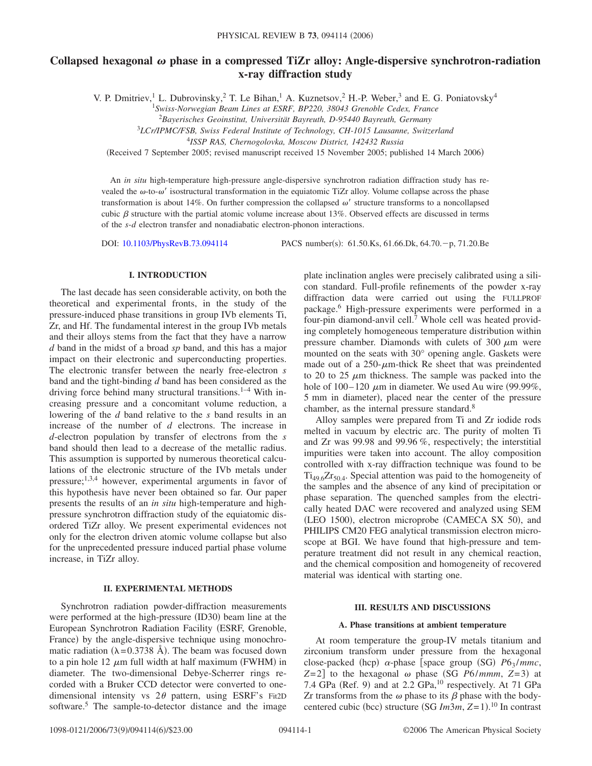# Collapsed hexagonal *ω* phase in a compressed TiZr alloy: Angle-dispersive synchrotron-radiation x-ray diffraction study

V. P. Dmitriev,[1] L. Dubrovinsky,[2] T. Le Bihan,[1] A. Kuznetsov,[2] H.-P. Weber,[3] and E. G. Poniatovsky[4]

[1]*Swiss-Norwegian Beam Lines at ESRF, BP220, 38043 Grenoble Cedex, France*
[2]*Bayerisches Geoinstitut, Universität Bayreuth, D-95440 Bayreuth, Germany*
[3]*LCr/IPMC/FSB, Swiss Federal Institute of Technology, CH-1015 Lausanne, Switzerland*
[4]*ISSP RAS, Chernogolovka, Moscow District, 142432 Russia*

(Received 7 September 2005; revised manuscript received 15 November 2005; published 14 March 2006)

An *in situ* high-temperature high-pressure angle-dispersive synchrotron radiation diffraction study has revealed the $\omega$-to-$\omega'$ isostructural transformation in the equiatomic TiZr alloy. Volume collapse across the phase transformation is about 14%. On further compression the collapsed $\omega'$ structure transforms to a noncollapsed cubic $\beta$ structure with the partial atomic volume increase about 13%. Observed effects are discussed in terms of the *s*-*d* electron transfer and nonadiabatic electron-phonon interactions.

DOI: 10.1103/PhysRevB.73.094114 PACS number(s): 61.50.Ks, 61.66.Dk, 64.70.−p, 71.20.Be

## I. INTRODUCTION

The last decade has seen considerable activity, on both the theoretical and experimental fronts, in the study of the pressure-induced phase transitions in group IVb elements Ti, Zr, and Hf. The fundamental interest in the group IVb metals and their alloys stems from the fact that they have a narrow *d* band in the midst of a broad *sp* band, and this has a major impact on their electronic and superconducting properties. The electronic transfer between the nearly free-electron *s* band and the tight-binding *d* band has been considered as the driving force behind many structural transitions.[1–4] With increasing pressure and a concomitant volume reduction, a lowering of the *d* band relative to the *s* band results in an increase of the number of *d* electrons. The increase in *d*-electron population by transfer of electrons from the *s* band should then lead to a decrease of the metallic radius. This assumption is supported by numerous theoretical calculations of the electronic structure of the IVb metals under pressure;[1,3,4] however, experimental arguments in favor of this hypothesis have never been obtained so far. Our paper presents the results of an *in situ* high-temperature and high-pressure synchrotron diffraction study of the equiatomic disordered TiZr alloy. We present experimental evidences not only for the electron driven atomic volume collapse but also for the unprecedented pressure induced partial phase volume increase, in TiZr alloy.

## II. EXPERIMENTAL METHODS

Synchrotron radiation powder-diffraction measurements were performed at the high-pressure (ID30) beam line at the European Synchrotron Radiation Facility (ESRF, Grenoble, France) by the angle-dispersive technique using monochromatic radiation ($\lambda = 0.3738$ Å). The beam was focused down to a pin hole 12 $\mu$m full width at half maximum (FWHM) in diameter. The two-dimensional Debye-Scherrer rings recorded with a Bruker CCD detector were converted to one-dimensional intensity vs $2\theta$ pattern, using ESRF's Fit2D software.[5] The sample-to-detector distance and the image plate inclination angles were precisely calibrated using a silicon standard. Full-profile refinements of the powder x-ray diffraction data were carried out using the FULLPROF package.[6] High-pressure experiments were performed in a four-pin diamond-anvil cell.[7] Whole cell was heated providing completely homogeneous temperature distribution within pressure chamber. Diamonds with culets of 300 $\mu$m were mounted on the seats with 30° opening angle. Gaskets were made out of a 250-$\mu$m-thick Re sheet that was preindented to 20 to 25 $\mu$m thickness. The sample was packed into the hole of 100–120 $\mu$m in diameter. We used Au wire (99.99%, 5 mm in diameter), placed near the center of the pressure chamber, as the internal pressure standard.[8]

Alloy samples were prepared from Ti and Zr iodide rods melted in vacuum by electric arc. The purity of molten Ti and Zr was 99.98 and 99.96 %, respectively; the interstitial impurities were taken into account. The alloy composition controlled with x-ray diffraction technique was found to be $Ti_{49.6}Zr_{50.4}$. Special attention was paid to the homogeneity of the samples and the absence of any kind of precipitation or phase separation. The quenched samples from the electrically heated DAC were recovered and analyzed using SEM (LEO 1500), electron microprobe (CAMECA SX 50), and PHILIPS CM20 FEG analytical transmission electron microscope at BGI. We have found that high-pressure and temperature treatment did not result in any chemical reaction, and the chemical composition and homogeneity of recovered material was identical with starting one.

## III. RESULTS AND DISCUSSIONS

### A. Phase transitions at ambient temperature

At room temperature the group-IV metals titanium and zirconium transform under pressure from the hexagonal close-packed (hcp) $\alpha$-phase [space group (SG) $P6_3/mmc$, $Z=2$] to the hexagonal $\omega$ phase (SG $P6/mmm$, $Z=3$) at 7.4 GPa (Ref. 9) and at 2.2 GPa,[10] respectively. At 71 GPa Zr transforms from the $\omega$ phase to its $\beta$ phase with the body-centered cubic (bcc) structure (SG $Im3m$, $Z=1$).[10] In contrast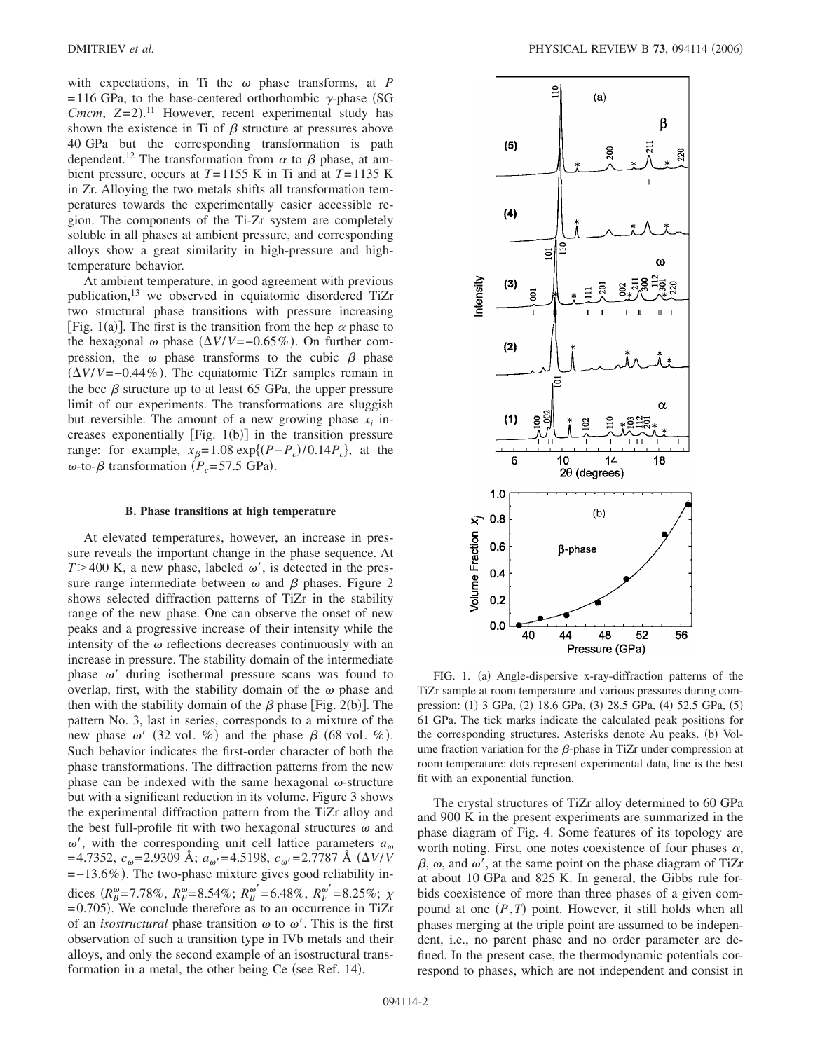with expectations, in Ti the $\omega$ phase transforms, at $P = 116$ GPa, to the base-centered orthorhombic $\gamma$-phase (SG *Cmcm*, $Z=2$).[11] However, recent experimental study has shown the existence in Ti of $\beta$ structure at pressures above 40 GPa but the corresponding transformation is path dependent.[12] The transformation from $\alpha$ to $\beta$ phase, at ambient pressure, occurs at $T=1155$ K in Ti and at $T=1135$ K in Zr. Alloying the two metals shifts all transformation temperatures towards the experimentally easier accessible region. The components of the Ti-Zr system are completely soluble in all phases at ambient pressure, and corresponding alloys show a great similarity in high-pressure and high-temperature behavior.

At ambient temperature, in good agreement with previous publication,[13] we observed in equiatomic disordered TiZr two structural phase transitions with pressure increasing [Fig. 1(a)]. The first is the transition from the hcp $\alpha$ phase to the hexagonal $\omega$ phase ($\Delta V/V = -0.65\%$). On further compression, the $\omega$ phase transforms to the cubic $\beta$ phase ($\Delta V/V = -0.44\%$). The equiatomic TiZr samples remain in the bcc $\beta$ structure up to at least 65 GPa, the upper pressure limit of our experiments. The transformations are sluggish but reversible. The amount of a new growing phase $x_i$ increases exponentially [Fig. 1(b)] in the transition pressure range: for example, $x_\beta = 1.08 \exp\{(P-P_c)/0.14P_c\}$, at the $\omega$-to-$\beta$ transformation ($P_c = 57.5$ GPa).

FIG. 1. (a) Angle-dispersive x-ray-diffraction patterns of the TiZr sample at room temperature and various pressures during compression: (1) 3 GPa, (2) 18.6 GPa, (3) 28.5 GPa, (4) 52.5 GPa, (5) 61 GPa. The tick marks indicate the calculated peak positions for the corresponding structures. Asterisks denote Au peaks. (b) Volume fraction variation for the $\beta$-phase in TiZr under compression at room temperature: dots represent experimental data, line is the best fit with an exponential function.

### B. Phase transitions at high temperature

At elevated temperatures, however, an increase in pressure reveals the important change in the phase sequence. At $T > 400$ K, a new phase, labeled $\omega'$, is detected in the pressure range intermediate between $\omega$ and $\beta$ phases. Figure 2 shows selected diffraction patterns of TiZr in the stability range of the new phase. One can observe the onset of new peaks and a progressive increase of their intensity while the intensity of the $\omega$ reflections decreases continuously with an increase in pressure. The stability domain of the intermediate phase $\omega'$ during isothermal pressure scans was found to overlap, first, with the stability domain of the $\omega$ phase and then with the stability domain of the $\beta$ phase [Fig. 2(b)]. The pattern No. 3, last in series, corresponds to a mixture of the new phase $\omega'$ (32 vol. %) and the phase $\beta$ (68 vol. %). Such behavior indicates the first-order character of both the phase transformations. The diffraction patterns from the new phase can be indexed with the same hexagonal $\omega$-structure but with a significant reduction in its volume. Figure 3 shows the experimental diffraction pattern from the TiZr alloy and the best full-profile fit with two hexagonal structures $\omega$ and $\omega'$, with the corresponding unit cell lattice parameters $a_\omega = 4.7352$, $c_\omega = 2.9309$ Å; $a_{\omega'} = 4.5198$, $c_{\omega'} = 2.7787$ Å ($\Delta V/V = -13.6\%$). The two-phase mixture gives good reliability indices ($R_B^\omega = 7.78\%$, $R_F^\omega = 8.54\%$; $R_B^{\omega'} = 6.48\%$, $R_F^{\omega'} = 8.25\%$; $\chi = 0.705$). We conclude therefore as to an occurrence in TiZr of an *isostructural* phase transition $\omega$ to $\omega'$. This is the first observation of such a transition type in IVb metals and their alloys, and only the second example of an isostructural transformation in a metal, the other being Ce (see Ref. 14).

The crystal structures of TiZr alloy determined to 60 GPa and 900 K in the present experiments are summarized in the phase diagram of Fig. 4. Some features of its topology are worth noting. First, one notes coexistence of four phases $\alpha$, $\beta$, $\omega$, and $\omega'$, at the same point on the phase diagram of TiZr at about 10 GPa and 825 K. In general, the Gibbs rule forbids coexistence of more than three phases of a given compound at one $(P,T)$ point. However, it still holds when all phases merging at the triple point are assumed to be independent, i.e., no parent phase and no order parameter are defined. In the present case, the thermodynamic potentials correspond to phases, which are not independent and consist in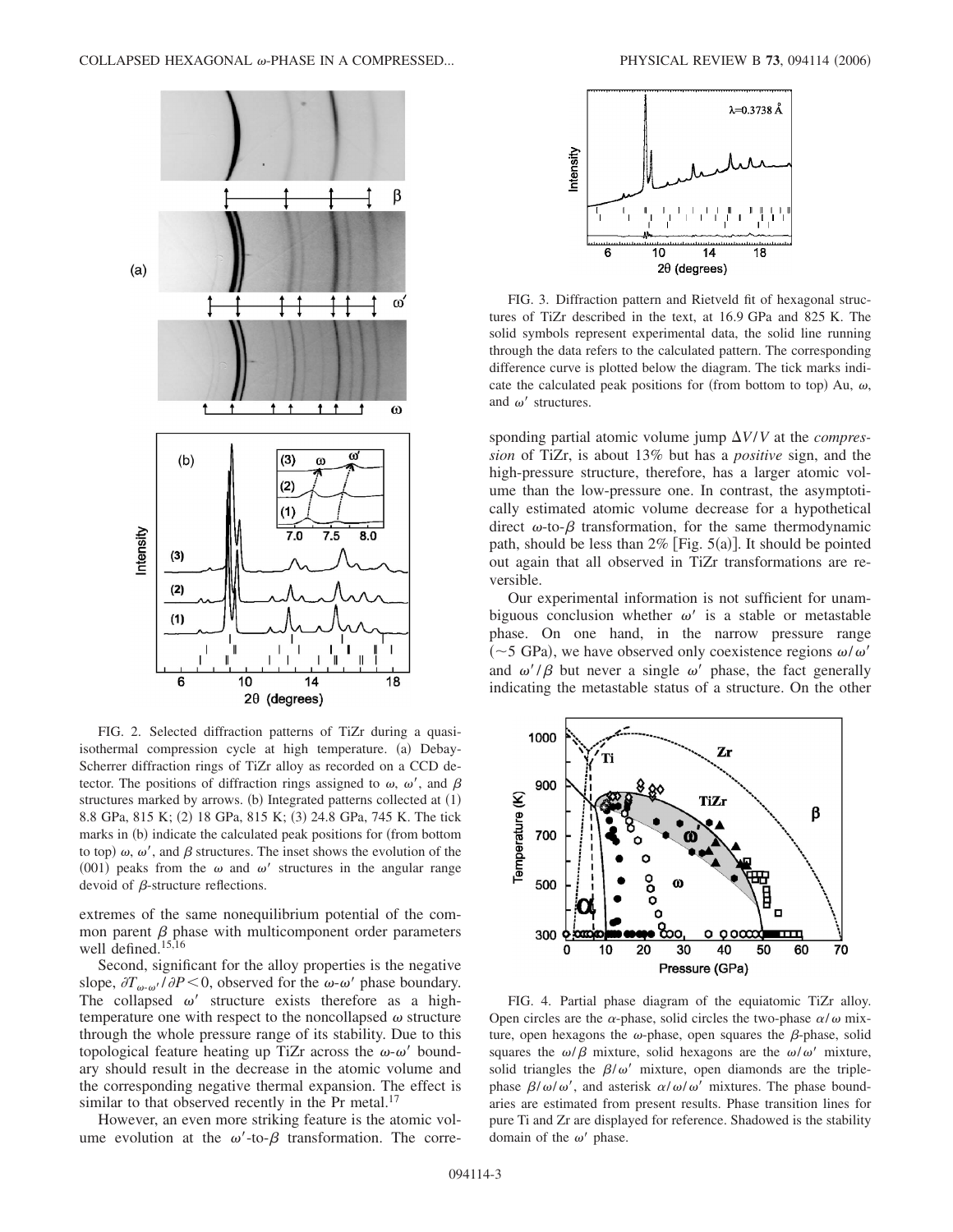FIG. 2. Selected diffraction patterns of TiZr during a quasi-isothermal compression cycle at high temperature. (a) Debay-Scherrer diffraction rings of TiZr alloy as recorded on a CCD detector. The positions of diffraction rings assigned to $\omega$, $\omega'$, and $\beta$ structures marked by arrows. (b) Integrated patterns collected at (1) 8.8 GPa, 815 K; (2) 18 GPa, 815 K; (3) 24.8 GPa, 745 K. The tick marks in (b) indicate the calculated peak positions for (from bottom to top) $\omega$, $\omega'$, and $\beta$ structures. The inset shows the evolution of the (001) peaks from the $\omega$ and $\omega'$ structures in the angular range devoid of $\beta$-structure reflections.

extremes of the same nonequilibrium potential of the common parent $\beta$ phase with multicomponent order parameters well defined.[15,16]

Second, significant for the alloy properties is the negative slope, $\partial T_{\omega\text{-}\omega'}/\partial P < 0$, observed for the $\omega$-$\omega'$ phase boundary. The collapsed $\omega'$ structure exists therefore as a high-temperature one with respect to the noncollapsed $\omega$ structure through the whole pressure range of its stability. Due to this topological feature heating up TiZr across the $\omega$-$\omega'$ boundary should result in the decrease in the atomic volume and the corresponding negative thermal expansion. The effect is similar to that observed recently in the Pr metal.[17]

However, an even more striking feature is the atomic volume evolution at the $\omega'$-to-$\beta$ transformation. The corresponding partial atomic volume jump $\Delta V/V$ at the *compression* of TiZr, is about 13% but has a *positive* sign, and the high-pressure structure, therefore, has a larger atomic volume than the low-pressure one. In contrast, the asymptotically estimated atomic volume decrease for a hypothetical direct $\omega$-to-$\beta$ transformation, for the same thermodynamic path, should be less than 2% [Fig. 5(a)]. It should be pointed out again that all observed in TiZr transformations are reversible.

Our experimental information is not sufficient for unambiguous conclusion whether $\omega'$ is a stable or metastable phase. On one hand, in the narrow pressure range (~5 GPa), we have observed only coexistence regions $\omega/\omega'$ and $\omega'/\beta$ but never a single $\omega'$ phase, the fact generally indicating the metastable status of a structure. On the other

FIG. 3. Diffraction pattern and Rietveld fit of hexagonal structures of TiZr described in the text, at 16.9 GPa and 825 K. The solid symbols represent experimental data, the solid line running through the data refers to the calculated pattern. The corresponding difference curve is plotted below the diagram. The tick marks indicate the calculated peak positions for (from bottom to top) Au, $\omega$, and $\omega'$ structures.

FIG. 4. Partial phase diagram of the equiatomic TiZr alloy. Open circles are the $\alpha$-phase, solid circles the two-phase $\alpha/\omega$ mixture, open hexagons the $\omega$-phase, open squares the $\beta$-phase, solid squares the $\omega/\beta$ mixture, solid hexagons are the $\omega/\omega'$ mixture, solid triangles the $\beta/\omega'$ mixture, open diamonds are the triple-phase $\beta/\omega/\omega'$, and asterisk $\alpha/\omega/\omega'$ mixtures. The phase boundaries are estimated from present results. Phase transition lines for pure Ti and Zr are displayed for reference. Shadowed is the stability domain of the $\omega'$ phase.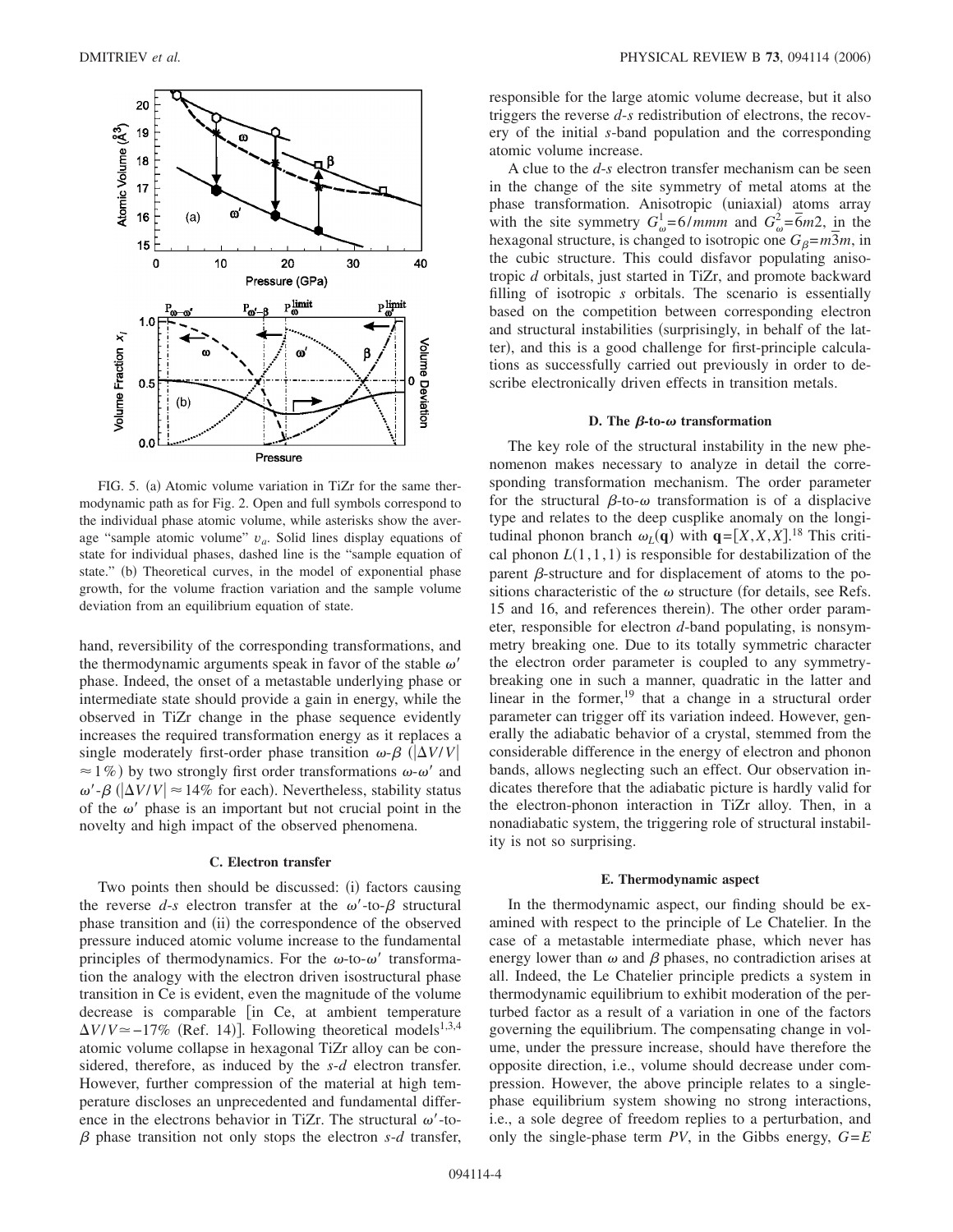FIG. 5. (a) Atomic volume variation in TiZr for the same thermodynamic path as for Fig. 2. Open and full symbols correspond to the individual phase atomic volume, while asterisks show the average "sample atomic volume" $v_a$. Solid lines display equations of state for individual phases, dashed line is the "sample equation of state." (b) Theoretical curves, in the model of exponential phase growth, for the volume fraction variation and the sample volume deviation from an equilibrium equation of state.

hand, reversibility of the corresponding transformations, and the thermodynamic arguments speak in favor of the stable $\omega'$ phase. Indeed, the onset of a metastable underlying phase or intermediate state should provide a gain in energy, while the observed in TiZr change in the phase sequence evidently increases the required transformation energy as it replaces a single moderately first-order phase transition $\omega$-$\beta$ ($|\Delta V/V| \approx 1\%$) by two strongly first order transformations $\omega$-$\omega'$ and $\omega'$-$\beta$ ($|\Delta V/V| \approx 14\%$ for each). Nevertheless, stability status of the $\omega'$ phase is an important but not crucial point in the novelty and high impact of the observed phenomena.

### C. Electron transfer

Two points then should be discussed: (i) factors causing the reverse $d$-$s$ electron transfer at the $\omega'$-to-$\beta$ structural phase transition and (ii) the correspondence of the observed pressure induced atomic volume increase to the fundamental principles of thermodynamics. For the $\omega$-to-$\omega'$ transformation the analogy with the electron driven isostructural phase transition in Ce is evident, even the magnitude of the volume decrease is comparable [in Ce, at ambient temperature $\Delta V/V \simeq -17\%$ (Ref. 14)]. Following theoretical models[1,3,4] atomic volume collapse in hexagonal TiZr alloy can be considered, therefore, as induced by the $s$-$d$ electron transfer. However, further compression of the material at high temperature discloses an unprecedented and fundamental difference in the electrons behavior in TiZr. The structural $\omega'$-to-$\beta$ phase transition not only stops the electron $s$-$d$ transfer, responsible for the large atomic volume decrease, but it also triggers the reverse $d$-$s$ redistribution of electrons, the recovery of the initial $s$-band population and the corresponding atomic volume increase.

A clue to the $d$-$s$ electron transfer mechanism can be seen in the change of the site symmetry of metal atoms at the phase transformation. Anisotropic (uniaxial) atoms array with the site symmetry $G_{\omega}^{1}=6/mmm$ and $G_{\omega}^{2}=\bar{6}m2$, in the hexagonal structure, is changed to isotropic one $G_{\beta}=m\bar{3}m$, in the cubic structure. This could disfavor populating anisotropic $d$ orbitals, just started in TiZr, and promote backward filling of isotropic $s$ orbitals. The scenario is essentially based on the competition between corresponding electron and structural instabilities (surprisingly, in behalf of the latter), and this is a good challenge for first-principle calculations as successfully carried out previously in order to describe electronically driven effects in transition metals.

### D. The $\beta$-to-$\omega$ transformation

The key role of the structural instability in the new phenomenon makes necessary to analyze in detail the corresponding transformation mechanism. The order parameter for the structural $\beta$-to-$\omega$ transformation is of a displacive type and relates to the deep cusplike anomaly on the longitudinal phonon branch $\omega_L(\mathbf{q})$ with $\mathbf{q}=[X,X,X]$.[18] This critical phonon $L(1,1,1)$ is responsible for destabilization of the parent $\beta$-structure and for displacement of atoms to the positions characteristic of the $\omega$ structure (for details, see Refs. 15 and 16, and references therein). The other order parameter, responsible for electron $d$-band populating, is nonsymmetry breaking one. Due to its totally symmetric character the electron order parameter is coupled to any symmetry-breaking one in such a manner, quadratic in the latter and linear in the former,[19] that a change in a structural order parameter can trigger off its variation indeed. However, generally the adiabatic behavior of a crystal, stemmed from the considerable difference in the energy of electron and phonon bands, allows neglecting such an effect. Our observation indicates therefore that the adiabatic picture is hardly valid for the electron-phonon interaction in TiZr alloy. Then, in a nonadiabatic system, the triggering role of structural instability is not so surprising.

### E. Thermodynamic aspect

In the thermodynamic aspect, our finding should be examined with respect to the principle of Le Chatelier. In the case of a metastable intermediate phase, which never has energy lower than $\omega$ and $\beta$ phases, no contradiction arises at all. Indeed, the Le Chatelier principle predicts a system in thermodynamic equilibrium to exhibit moderation of the perturbed factor as a result of a variation in one of the factors governing the equilibrium. The compensating change in volume, under the pressure increase, should have therefore the opposite direction, i.e., volume should decrease under compression. However, the above principle relates to a single-phase equilibrium system showing no strong interactions, i.e., a sole degree of freedom replies to a perturbation, and only the single-phase term $PV$, in the Gibbs energy, $G=E$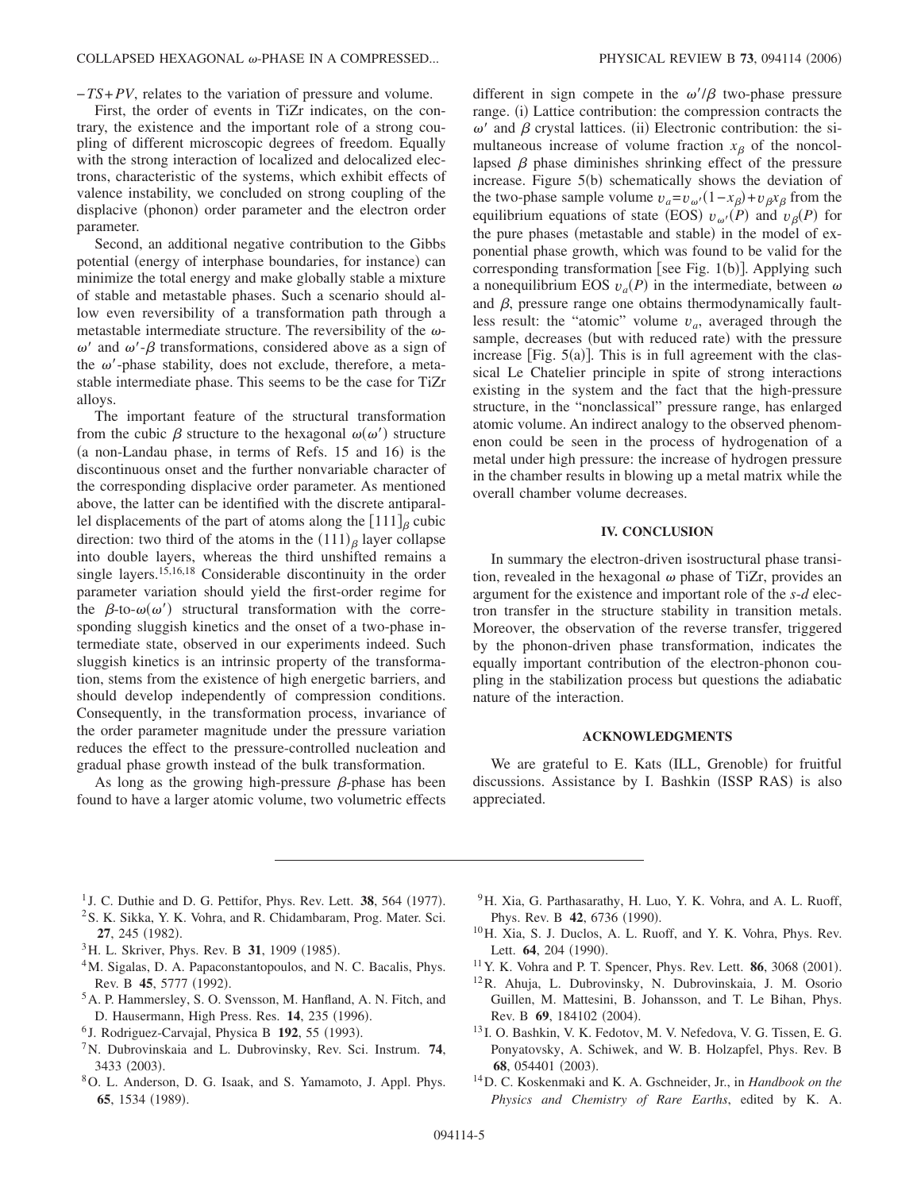$-TS+PV$, relates to the variation of pressure and volume.

First, the order of events in TiZr indicates, on the contrary, the existence and the important role of a strong coupling of different microscopic degrees of freedom. Equally with the strong interaction of localized and delocalized electrons, characteristic of the systems, which exhibit effects of valence instability, we concluded on strong coupling of the displacive (phonon) order parameter and the electron order parameter.

Second, an additional negative contribution to the Gibbs potential (energy of interphase boundaries, for instance) can minimize the total energy and make globally stable a mixture of stable and metastable phases. Such a scenario should allow even reversibility of a transformation path through a metastable intermediate structure. The reversibility of the $\omega$-$\omega'$ and $\omega'$-$\beta$ transformations, considered above as a sign of the $\omega'$-phase stability, does not exclude, therefore, a metastable intermediate phase. This seems to be the case for TiZr alloys.

The important feature of the structural transformation from the cubic $\beta$ structure to the hexagonal $\omega(\omega')$ structure (a non-Landau phase, in terms of Refs. 15 and 16) is the discontinuous onset and the further nonvariable character of the corresponding displacive order parameter. As mentioned above, the latter can be identified with the discrete antiparallel displacements of the part of atoms along the $[111]_\beta$ cubic direction: two third of the atoms in the $(111)_\beta$ layer collapse into double layers, whereas the third unshifted remains a single layers.[15,16,18] Considerable discontinuity in the order parameter variation should yield the first-order regime for the $\beta$-to-$\omega(\omega')$ structural transformation with the corresponding sluggish kinetics and the onset of a two-phase intermediate state, observed in our experiments indeed. Such sluggish kinetics is an intrinsic property of the transformation, stems from the existence of high energetic barriers, and should develop independently of compression conditions. Consequently, in the transformation process, invariance of the order parameter magnitude under the pressure variation reduces the effect to the pressure-controlled nucleation and gradual phase growth instead of the bulk transformation.

As long as the growing high-pressure $\beta$-phase has been found to have a larger atomic volume, two volumetric effects different in sign compete in the $\omega'/\beta$ two-phase pressure range. (i) Lattice contribution: the compression contracts the $\omega'$ and $\beta$ crystal lattices. (ii) Electronic contribution: the simultaneous increase of volume fraction $x_\beta$ of the noncollapsed $\beta$ phase diminishes shrinking effect of the pressure increase. Figure 5(b) schematically shows the deviation of the two-phase sample volume $v_a=v_{\omega'}(1-x_\beta)+v_\beta x_\beta$ from the equilibrium equations of state (EOS) $v_{\omega'}(P)$ and $v_\beta(P)$ for the pure phases (metastable and stable) in the model of exponential phase growth, which was found to be valid for the corresponding transformation [see Fig. 1(b)]. Applying such a nonequilibrium EOS $v_a(P)$ in the intermediate, between $\omega$ and $\beta$, pressure range one obtains thermodynamically faultless result: the "atomic" volume $v_a$, averaged through the sample, decreases (but with reduced rate) with the pressure increase [Fig. 5(a)]. This is in full agreement with the classical Le Chatelier principle in spite of strong interactions existing in the system and the fact that the high-pressure structure, in the "nonclassical" pressure range, has enlarged atomic volume. An indirect analogy to the observed phenomenon could be seen in the process of hydrogenation of a metal under high pressure: the increase of hydrogen pressure in the chamber results in blowing up a metal matrix while the overall chamber volume decreases.

## IV. CONCLUSION

In summary the electron-driven isostructural phase transition, revealed in the hexagonal $\omega$ phase of TiZr, provides an argument for the existence and important role of the *s*-*d* electron transfer in the structure stability in transition metals. Moreover, the observation of the reverse transfer, triggered by the phonon-driven phase transformation, indicates the equally important contribution of the electron-phonon coupling in the stabilization process but questions the adiabatic nature of the interaction.

## ACKNOWLEDGMENTS

We are grateful to E. Kats (ILL, Grenoble) for fruitful discussions. Assistance by I. Bashkin (ISSP RAS) is also appreciated.

---

[1] J. C. Duthie and D. G. Pettifor, Phys. Rev. Lett. **38**, 564 (1977).
[2] S. K. Sikka, Y. K. Vohra, and R. Chidambaram, Prog. Mater. Sci. **27**, 245 (1982).
[3] H. L. Skriver, Phys. Rev. B **31**, 1909 (1985).
[4] M. Sigalas, D. A. Papaconstantopoulos, and N. C. Bacalis, Phys. Rev. B **45**, 5777 (1992).
[5] A. P. Hammersley, S. O. Svensson, M. Hanfland, A. N. Fitch, and D. Hausermann, High Press. Res. **14**, 235 (1996).
[6] J. Rodriguez-Carvajal, Physica B **192**, 55 (1993).
[7] N. Dubrovinskaia and L. Dubrovinsky, Rev. Sci. Instrum. **74**, 3433 (2003).
[8] O. L. Anderson, D. G. Isaak, and S. Yamamoto, J. Appl. Phys. **65**, 1534 (1989).
[9] H. Xia, G. Parthasarathy, H. Luo, Y. K. Vohra, and A. L. Ruoff, Phys. Rev. B **42**, 6736 (1990).
[10] H. Xia, S. J. Duclos, A. L. Ruoff, and Y. K. Vohra, Phys. Rev. Lett. **64**, 204 (1990).
[11] Y. K. Vohra and P. T. Spencer, Phys. Rev. Lett. **86**, 3068 (2001).
[12] R. Ahuja, L. Dubrovinsky, N. Dubrovinskaia, J. M. Osorio Guillen, M. Mattesini, B. Johansson, and T. Le Bihan, Phys. Rev. B **69**, 184102 (2004).
[13] I. O. Bashkin, V. K. Fedotov, M. V. Nefedova, V. G. Tissen, E. G. Ponyatovsky, A. Schiwek, and W. B. Holzapfel, Phys. Rev. B **68**, 054401 (2003).
[14] D. C. Koskenmaki and K. A. Gschneider, Jr., in *Handbook on the Physics and Chemistry of Rare Earths*, edited by K. A.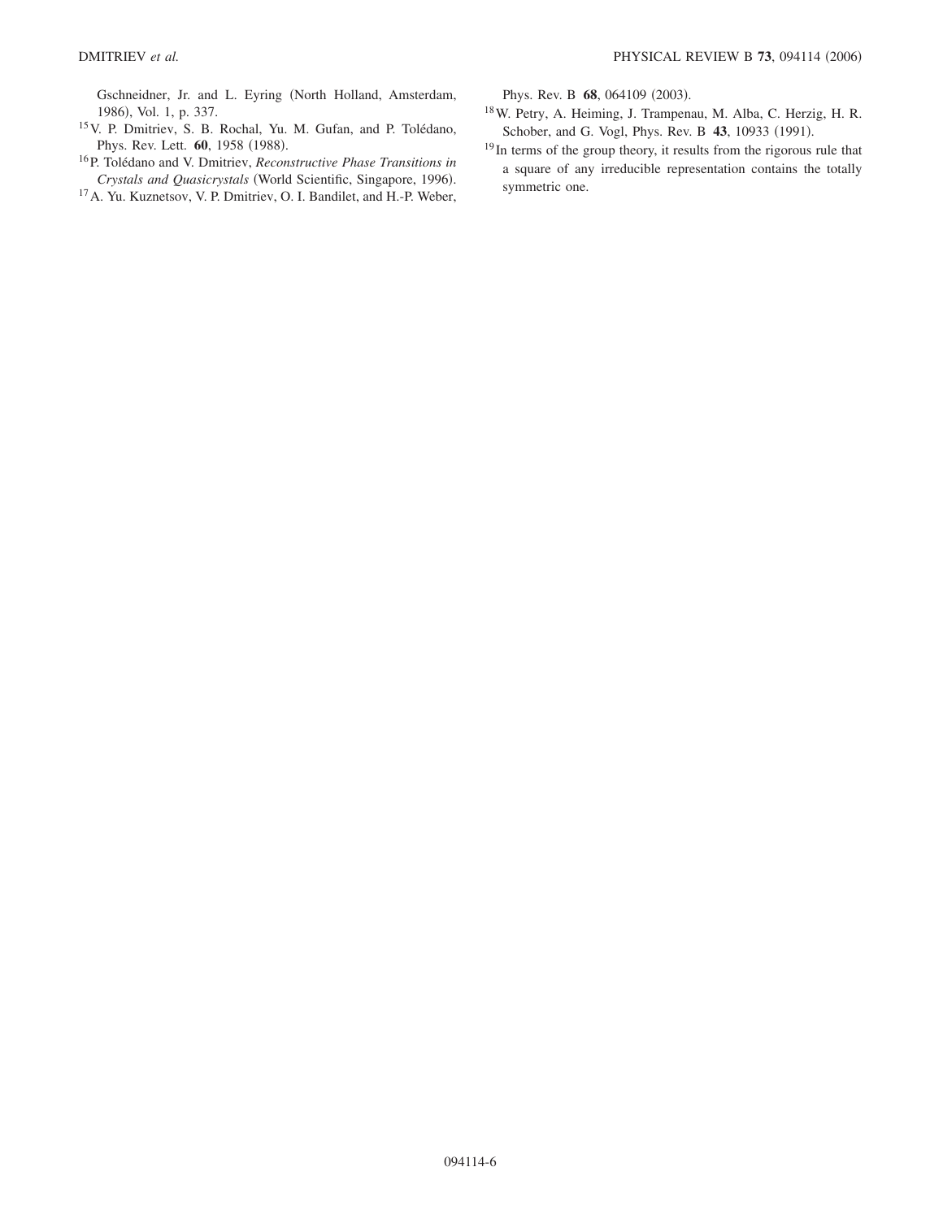Gschneidner, Jr. and L. Eyring (North Holland, Amsterdam, 1986), Vol. 1, p. 337.

[15] V. P. Dmitriev, S. B. Rochal, Yu. M. Gufan, and P. Tolédano, Phys. Rev. Lett. **60**, 1958 (1988).

[16] P. Tolédano and V. Dmitriev, *Reconstructive Phase Transitions in Crystals and Quasicrystals* (World Scientific, Singapore, 1996).

[17] A. Yu. Kuznetsov, V. P. Dmitriev, O. I. Bandilet, and H.-P. Weber, Phys. Rev. B **68**, 064109 (2003).

[18] W. Petry, A. Heiming, J. Trampenau, M. Alba, C. Herzig, H. R. Schober, and G. Vogl, Phys. Rev. B **43**, 10933 (1991).

[19] In terms of the group theory, it results from the rigorous rule that a square of any irreducible representation contains the totally symmetric one.